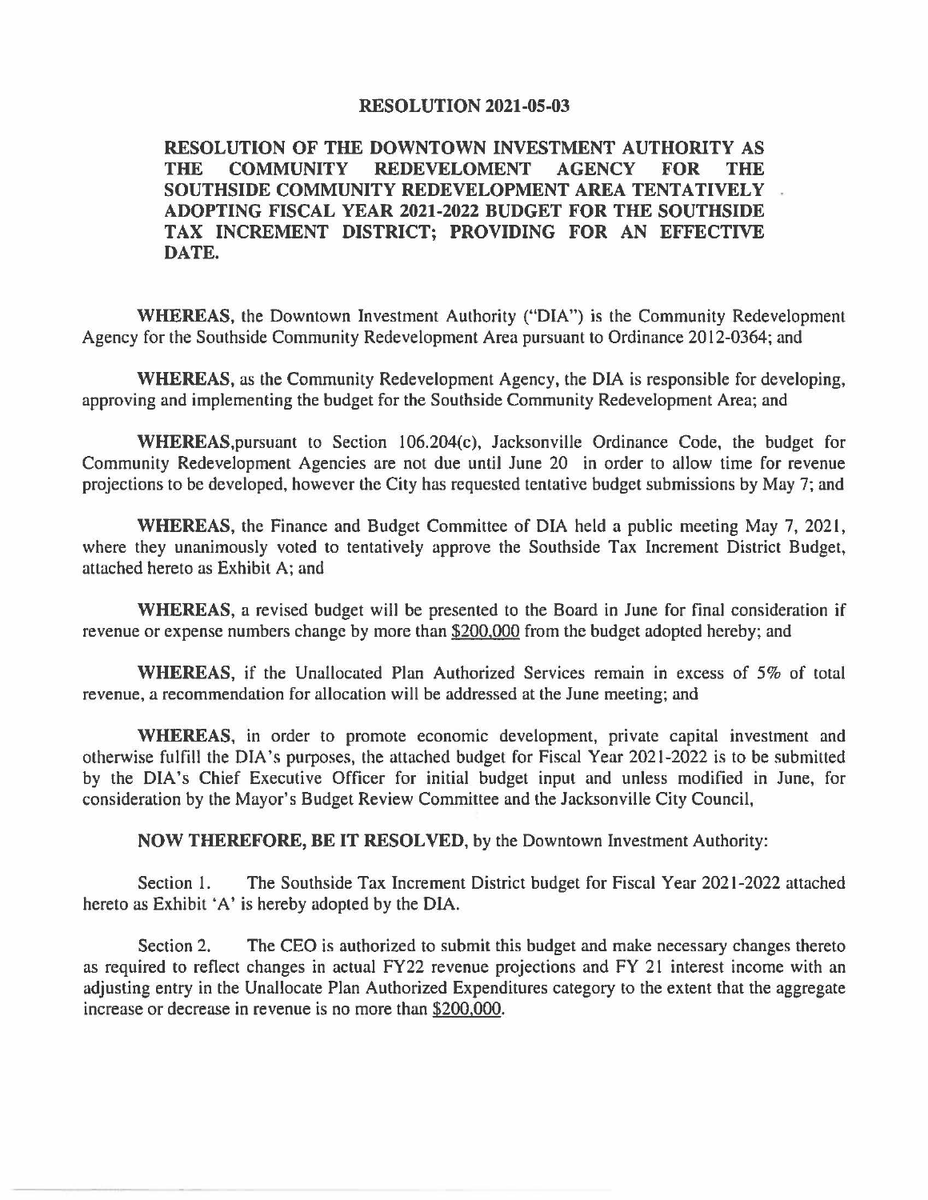# RESOLUTION 2021-05-03

## RESOLUTION OF THE DOWNTOWN INVESTMENT AUTHORITY AS THE COMMUNITY REDEVELOMENT AGENCY FOR THE SOUTHSIDE COMMUNITY REDEVELOPMENT AREA TENTATIVELY ADOPTING FISCAL YEAR 2021-2022 BUDGET FOR THE SOUTHSIDE TAX INCREMENT DISTRICT; PROVIDING FOR AN EFFECTIVE DATE.

**WHEREAS,** the Downtown Investment Authority ("DIA") is the Community Redevelopment Agency for the Southside Community Redevelopment Area pursuant to Ordinance 2012-0364; and

**WHEREAS,** as the Community Redevelopment Agency, the DIA is responsible for developing, approving and implementing the budget for the Southside Community Redevelopment Area; and

**WHEREAS,**pursuant to Section 106.204(c), Jacksonville Ordinance Code, the budget for Community Redevelopment Agencies are not due until June 20 in order to allow time for revenue projections to be developed, however the City has requested tentative budget submissions by May 7; and

**WHEREAS,** the Finance and Budget Committee of DIA held a public meeting May 7, 2021, where they unanimously voted to tentatively approve the Southside Tax Increment District Budget, attached hereto as Exhibit A; and

**WHEREAS,** a revised budget will be presented to the Board in June for final consideration if revenue or expense numbers change by more than <u>$200,000</u> from the budget adopted hereby; and

**WHEREAS,** if the Unallocated Plan Authorized Services remain in excess of 5% of total revenue, a recommendation for allocation will be addressed at the June meeting; and

**WHEREAS,** in order to promote economic development, private capital investment and otherwise fulfill the DIA's purposes, the attached budget for Fiscal Year 2021-2022 is to be submitted by the DIA's Chief Executive Officer for initial budget input and unless modified in June, for consideration by the Mayor's Budget Review Committee and the Jacksonville City Council,

**NOW THEREFORE, BE IT RESOLVED,** by the Downtown Investment Authority:

Section 1. The Southside Tax Increment District budget for Fiscal Year 2021-2022 attached hereto as Exhibit 'A' is hereby adopted by the DIA.

Section 2. The CEO is authorized to submit this budget and make necessary changes thereto as required to reflect changes in actual FY22 revenue projections and FY 21 interest income with an adjusting entry in the Unallocate Plan Authorized Expenditures category to the extent that the aggregate increase or decrease in revenue is no more than <u>$200,000</u>.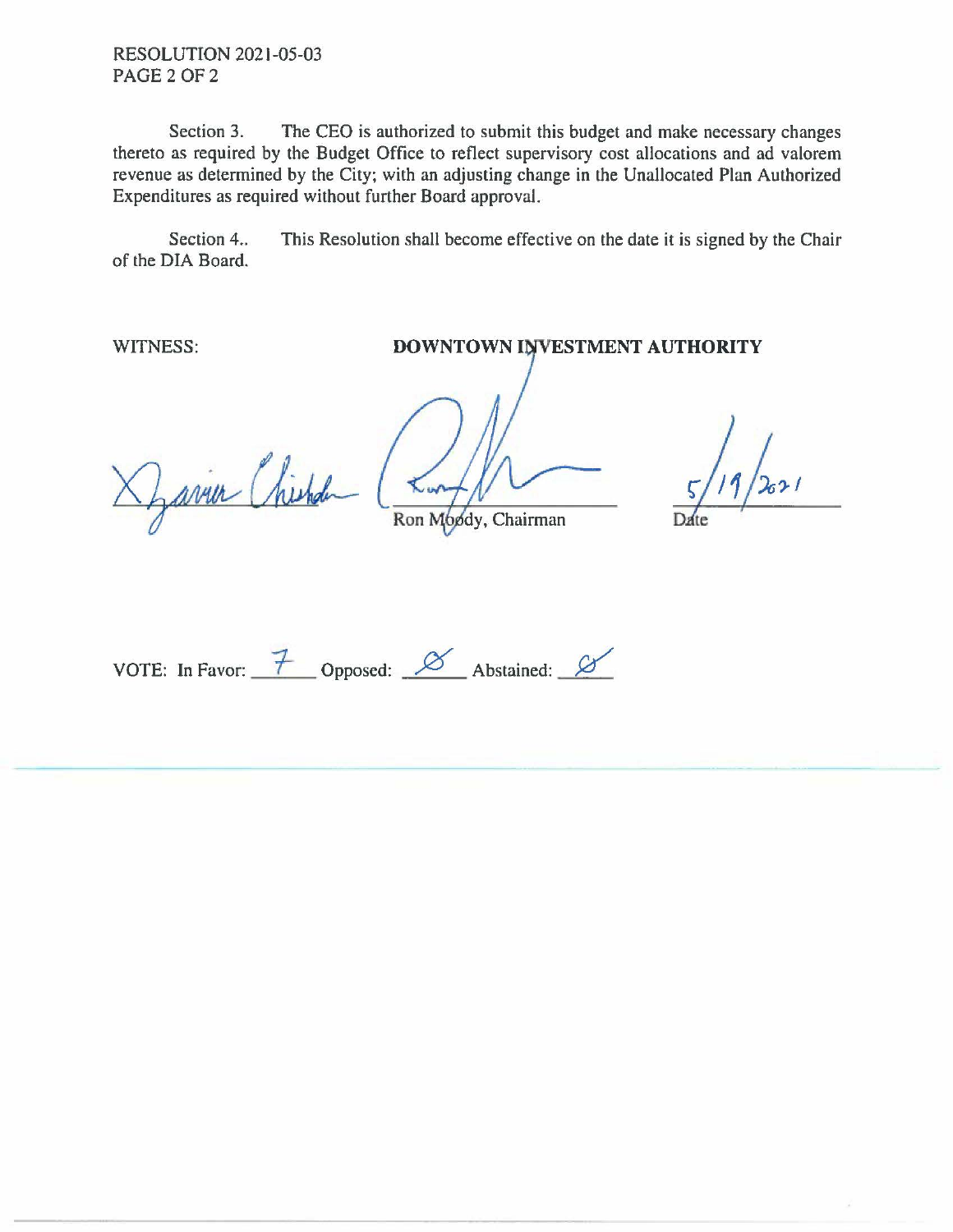Section 3. The CEO is authorized to submit this budget and make necessary changes thereto as required by the Budget Office to reflect supervisory cost allocations and ad valorem revenue as determined by the City; with an adjusting change in the Unallocated Plan Authorized Expenditures as required without further Board approval.

Section 4.. This Resolution shall become effective on the date it is signed by the Chair of the DIA Board.

WITNESS: **DOWNTOWN INVESTMENT AUTHORITY**

Ron Moody, Chairman

5/19/2021
Date

VOTE: In Favor: 7 Opposed: 0 Abstained: 0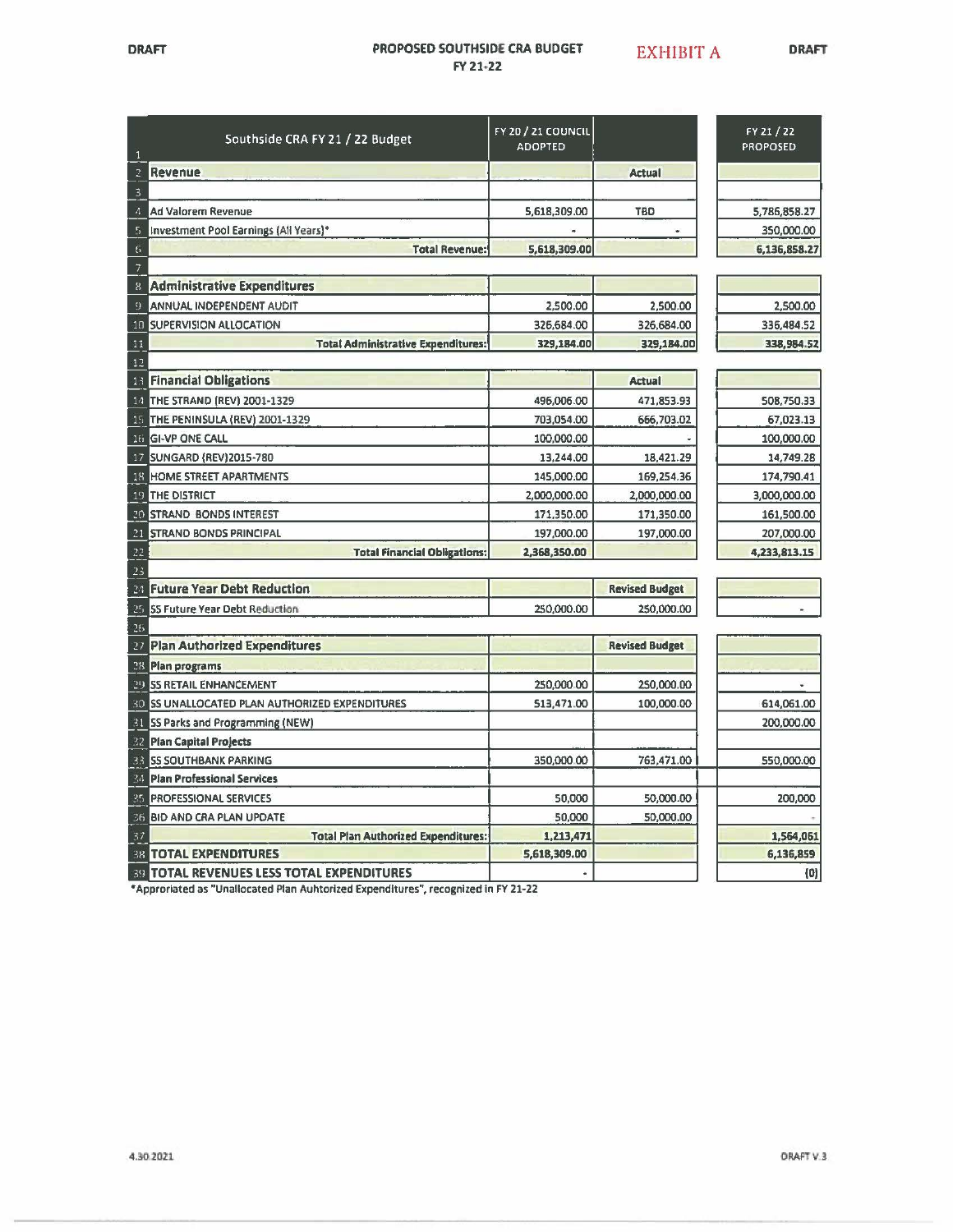DRAFT

**PROPOSED SOUTHSIDE CRA BUDGET**
**FY 21-22**

EXHIBIT A

DRAFT

| | Southside CRA FY 21 / 22 Budget | FY 20 / 21 COUNCIL ADOPTED | | FY 21 / 22 PROPOSED |
|---|---|---|---|---|
| 1 | | | | |
| 2 | **Revenue** | | **Actual** | |
| 3 | | | | |
| 4 | Ad Valorem Revenue | 5,618,309.00 | TBD | 5,786,858.27 |
| 5 | Investment Pool Earnings (All Years)* | - | - | 350,000.00 |
| 6 | **Total Revenue:** | **5,618,309.00** | | **6,136,858.27** |
| 7 | | | | |
| 8 | **Administrative Expenditures** | | | |
| 9 | ANNUAL INDEPENDENT AUDIT | 2,500.00 | 2,500.00 | 2,500.00 |
| 10 | SUPERVISION ALLOCATION | 326,684.00 | 326,684.00 | 336,484.52 |
| 11 | **Total Administrative Expenditures:** | **329,184.00** | **329,184.00** | **338,984.52** |
| 12 | | | | |
| 13 | **Financial Obligations** | | **Actual** | |
| 14 | THE STRAND (REV) 2001-1329 | 496,006.00 | 471,853.93 | 508,750.33 |
| 15 | THE PENINSULA (REV) 2001-1329 | 703,054.00 | 666,703.02 | 67,023.13 |
| 16 | GI-VP ONE CALL | 100,000.00 | - | 100,000.00 |
| 17 | SUNGARD (REV)2015-780 | 13,244.00 | 18,421.29 | 14,749.28 |
| 18 | HOME STREET APARTMENTS | 145,000.00 | 169,254.36 | 174,790.41 |
| 19 | THE DISTRICT | 2,000,000.00 | 2,000,000.00 | 3,000,000.00 |
| 20 | STRAND BONDS INTEREST | 171,350.00 | 171,350.00 | 161,500.00 |
| 21 | STRAND BONDS PRINCIPAL | 197,000.00 | 197,000.00 | 207,000.00 |
| 22 | **Total Financial Obligations:** | **2,368,350.00** | | **4,233,813.15** |
| 23 | | | | |
| 24 | **Future Year Debt Reduction** | | **Revised Budget** | |
| 25 | SS Future Year Debt Reduction | 250,000.00 | 250,000.00 | - |
| 26 | | | | |
| 27 | **Plan Authorized Expenditures** | | **Revised Budget** | |
| 28 | **Plan programs** | | | |
| 29 | SS RETAIL ENHANCEMENT | 250,000.00 | 250,000.00 | - |
| 30 | SS UNALLOCATED PLAN AUTHORIZED EXPENDITURES | 513,471.00 | 100,000.00 | 614,061.00 |
| 31 | SS Parks and Programming (NEW) | | | 200,000.00 |
| 32 | **Plan Capital Projects** | | | |
| 33 | SS SOUTHBANK PARKING | 350,000.00 | 763,471.00 | 550,000.00 |
| 34 | **Plan Professional Services** | | | |
| 35 | PROFESSIONAL SERVICES | 50,000 | 50,000.00 | 200,000 |
| 36 | BID AND CRA PLAN UPDATE | 50,000 | 50,000.00 | - |
| 37 | **Total Plan Authorized Expenditures:** | **1,213,471** | | **1,564,061** |
| 38 | **TOTAL EXPENDITURES** | **5,618,309.00** | | **6,136,859** |
| 39 | **TOTAL REVENUES LESS TOTAL EXPENDITURES** | - | | (0) |

*Approriated as "Unallocated Plan Auhtorized Expenditures", recognized in FY 21-22

4.30.2021

DRAFT V.3